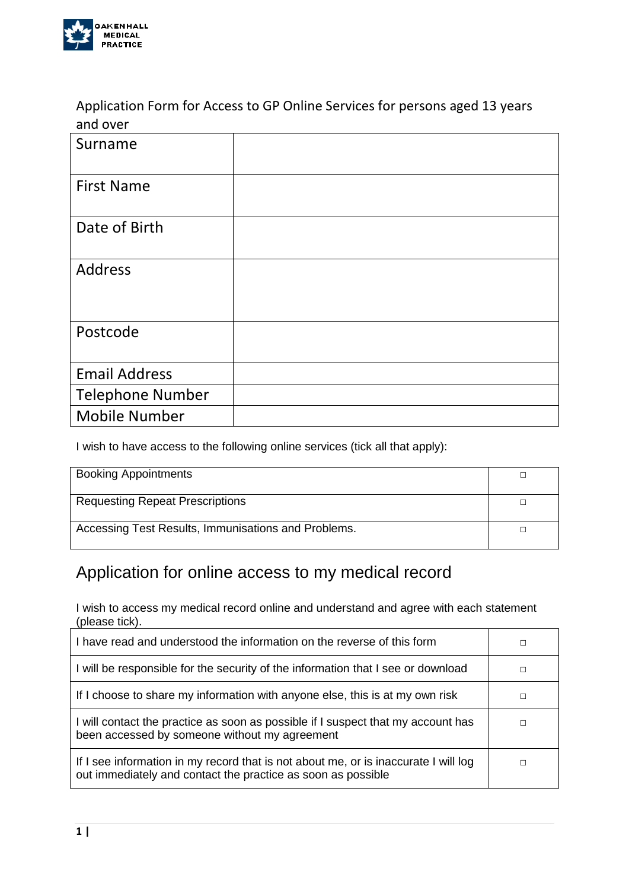OAKENHALL MEDICAL PRACTICE

Application Form for Access to GP Online Services for persons aged 13 years and over

| | |
|---|---|
| Surname | |
| First Name | |
| Date of Birth | |
| Address | |
| Postcode | |
| Email Address | |
| Telephone Number | |
| Mobile Number | |

I wish to have access to the following online services (tick all that apply):

| | |
|---|---|
| Booking Appointments | □ |
| Requesting Repeat Prescriptions | □ |
| Accessing Test Results, Immunisations and Problems. | □ |

## Application for online access to my medical record

I wish to access my medical record online and understand and agree with each statement (please tick).

| | |
|---|---|
| I have read and understood the information on the reverse of this form | □ |
| I will be responsible for the security of the information that I see or download | □ |
| If I choose to share my information with anyone else, this is at my own risk | □ |
| I will contact the practice as soon as possible if I suspect that my account has been accessed by someone without my agreement | □ |
| If I see information in my record that is not about me, or is inaccurate I will log out immediately and contact the practice as soon as possible | □ |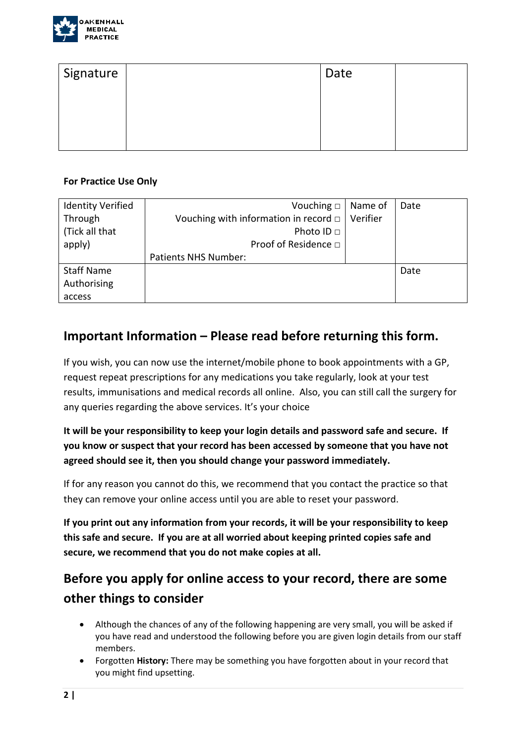| Signature | | Date | |
|---|---|---|---|

**For Practice Use Only**

| Identity Verified Through (Tick all that apply) | Vouching □<br>Vouching with information in record □<br>Photo ID □<br>Proof of Residence □<br>Patients NHS Number: | Name of Verifier | Date |
|---|---|---|---|
| Staff Name Authorising access | | | Date |

## Important Information – Please read before returning this form.

If you wish, you can now use the internet/mobile phone to book appointments with a GP, request repeat prescriptions for any medications you take regularly, look at your test results, immunisations and medical records all online. Also, you can still call the surgery for any queries regarding the above services. It's your choice

**It will be your responsibility to keep your login details and password safe and secure. If you know or suspect that your record has been accessed by someone that you have not agreed should see it, then you should change your password immediately.**

If for any reason you cannot do this, we recommend that you contact the practice so that they can remove your online access until you are able to reset your password.

**If you print out any information from your records, it will be your responsibility to keep this safe and secure. If you are at all worried about keeping printed copies safe and secure, we recommend that you do not make copies at all.**

## Before you apply for online access to your record, there are some other things to consider

- Although the chances of any of the following happening are very small, you will be asked if you have read and understood the following before you are given login details from our staff members.
- Forgotten **History:** There may be something you have forgotten about in your record that you might find upsetting.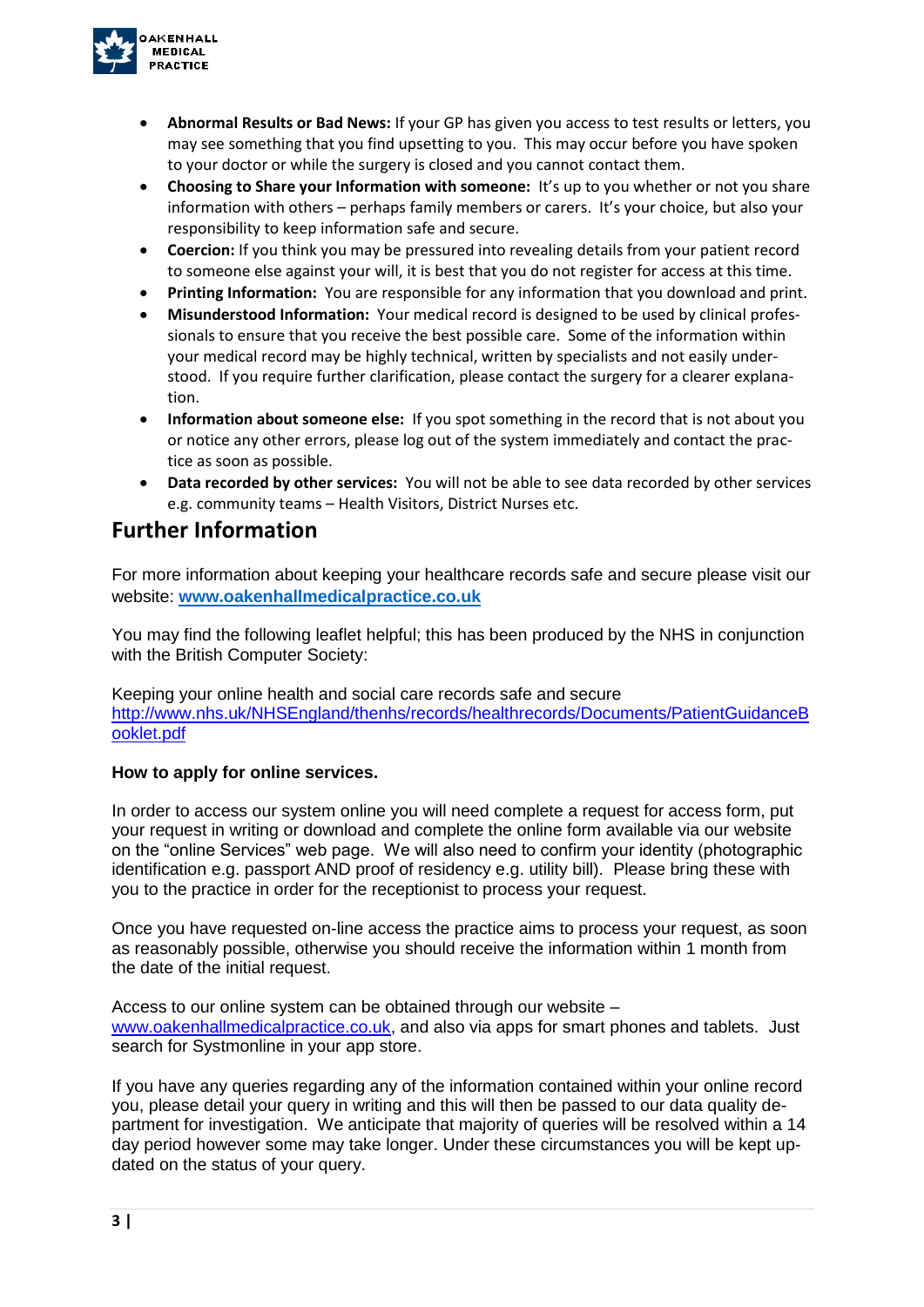- **Abnormal Results or Bad News:** If your GP has given you access to test results or letters, you may see something that you find upsetting to you. This may occur before you have spoken to your doctor or while the surgery is closed and you cannot contact them.
- **Choosing to Share your Information with someone:** It's up to you whether or not you share information with others – perhaps family members or carers. It's your choice, but also your responsibility to keep information safe and secure.
- **Coercion:** If you think you may be pressured into revealing details from your patient record to someone else against your will, it is best that you do not register for access at this time.
- **Printing Information:** You are responsible for any information that you download and print.
- **Misunderstood Information:** Your medical record is designed to be used by clinical professionals to ensure that you receive the best possible care. Some of the information within your medical record may be highly technical, written by specialists and not easily understood. If you require further clarification, please contact the surgery for a clearer explanation.
- **Information about someone else:** If you spot something in the record that is not about you or notice any other errors, please log out of the system immediately and contact the practice as soon as possible.
- **Data recorded by other services:** You will not be able to see data recorded by other services e.g. community teams – Health Visitors, District Nurses etc.

## Further Information

For more information about keeping your healthcare records safe and secure please visit our website: **[www.oakenhallmedicalpractice.co.uk](www.oakenhallmedicalpractice.co.uk)**

You may find the following leaflet helpful; this has been produced by the NHS in conjunction with the British Computer Society:

Keeping your online health and social care records safe and secure
[http://www.nhs.uk/NHSEngland/thenhs/records/healthrecords/Documents/PatientGuidanceBooklet.pdf](http://www.nhs.uk/NHSEngland/thenhs/records/healthrecords/Documents/PatientGuidanceBooklet.pdf)

**How to apply for online services.**

In order to access our system online you will need complete a request for access form, put your request in writing or download and complete the online form available via our website on the "online Services" web page. We will also need to confirm your identity (photographic identification e.g. passport AND proof of residency e.g. utility bill). Please bring these with you to the practice in order for the receptionist to process your request.

Once you have requested on-line access the practice aims to process your request, as soon as reasonably possible, otherwise you should receive the information within 1 month from the date of the initial request.

Access to our online system can be obtained through our website – [www.oakenhallmedicalpractice.co.uk](www.oakenhallmedicalpractice.co.uk), and also via apps for smart phones and tablets. Just search for Systmonline in your app store.

If you have any queries regarding any of the information contained within your online record you, please detail your query in writing and this will then be passed to our data quality department for investigation. We anticipate that majority of queries will be resolved within a 14 day period however some may take longer. Under these circumstances you will be kept updated on the status of your query.